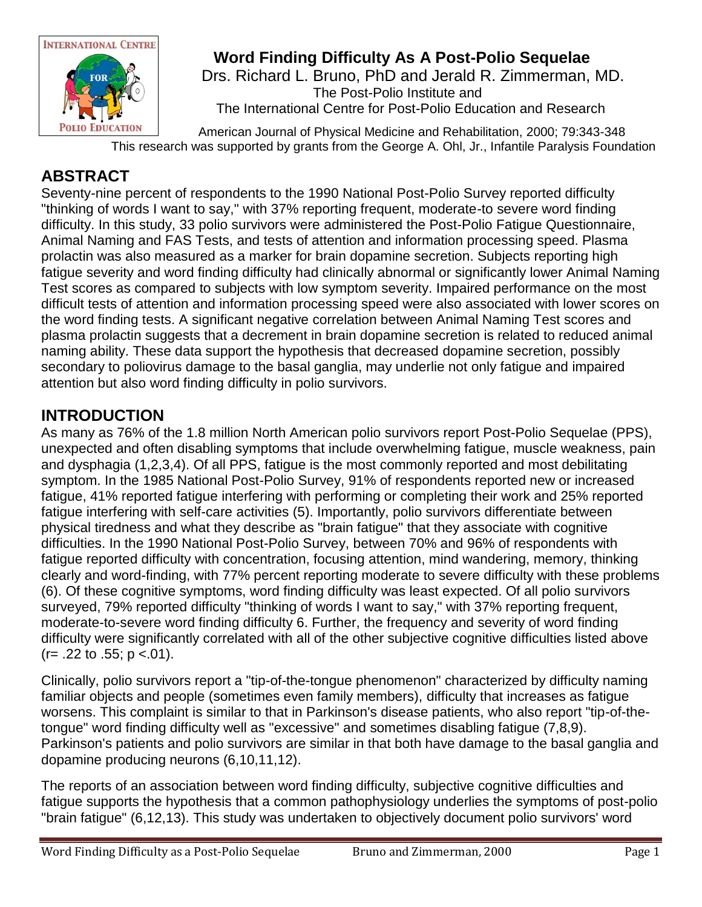# Word Finding Difficulty As A Post-Polio Sequelae

Drs. Richard L. Bruno, PhD and Jerald R. Zimmerman, MD.

The Post-Polio Institute and

The International Centre for Post-Polio Education and Research

American Journal of Physical Medicine and Rehabilitation, 2000; 79:343-348

This research was supported by grants from the George A. Ohl, Jr., Infantile Paralysis Foundation

## ABSTRACT

Seventy-nine percent of respondents to the 1990 National Post-Polio Survey reported difficulty "thinking of words I want to say," with 37% reporting frequent, moderate-to severe word finding difficulty. In this study, 33 polio survivors were administered the Post-Polio Fatigue Questionnaire, Animal Naming and FAS Tests, and tests of attention and information processing speed. Plasma prolactin was also measured as a marker for brain dopamine secretion. Subjects reporting high fatigue severity and word finding difficulty had clinically abnormal or significantly lower Animal Naming Test scores as compared to subjects with low symptom severity. Impaired performance on the most difficult tests of attention and information processing speed were also associated with lower scores on the word finding tests. A significant negative correlation between Animal Naming Test scores and plasma prolactin suggests that a decrement in brain dopamine secretion is related to reduced animal naming ability. These data support the hypothesis that decreased dopamine secretion, possibly secondary to poliovirus damage to the basal ganglia, may underlie not only fatigue and impaired attention but also word finding difficulty in polio survivors.

## INTRODUCTION

As many as 76% of the 1.8 million North American polio survivors report Post-Polio Sequelae (PPS), unexpected and often disabling symptoms that include overwhelming fatigue, muscle weakness, pain and dysphagia (1,2,3,4). Of all PPS, fatigue is the most commonly reported and most debilitating symptom. In the 1985 National Post-Polio Survey, 91% of respondents reported new or increased fatigue, 41% reported fatigue interfering with performing or completing their work and 25% reported fatigue interfering with self-care activities (5). Importantly, polio survivors differentiate between physical tiredness and what they describe as "brain fatigue" that they associate with cognitive difficulties. In the 1990 National Post-Polio Survey, between 70% and 96% of respondents with fatigue reported difficulty with concentration, focusing attention, mind wandering, memory, thinking clearly and word-finding, with 77% percent reporting moderate to severe difficulty with these problems (6). Of these cognitive symptoms, word finding difficulty was least expected. Of all polio survivors surveyed, 79% reported difficulty "thinking of words I want to say," with 37% reporting frequent, moderate-to-severe word finding difficulty 6. Further, the frequency and severity of word finding difficulty were significantly correlated with all of the other subjective cognitive difficulties listed above ($r = .22$ to $.55$; $p < .01$).

Clinically, polio survivors report a "tip-of-the-tongue phenomenon" characterized by difficulty naming familiar objects and people (sometimes even family members), difficulty that increases as fatigue worsens. This complaint is similar to that in Parkinson's disease patients, who also report "tip-of-the-tongue" word finding difficulty well as "excessive" and sometimes disabling fatigue (7,8,9). Parkinson's patients and polio survivors are similar in that both have damage to the basal ganglia and dopamine producing neurons (6,10,11,12).

The reports of an association between word finding difficulty, subjective cognitive difficulties and fatigue supports the hypothesis that a common pathophysiology underlies the symptoms of post-polio "brain fatigue" (6,12,13). This study was undertaken to objectively document polio survivors' word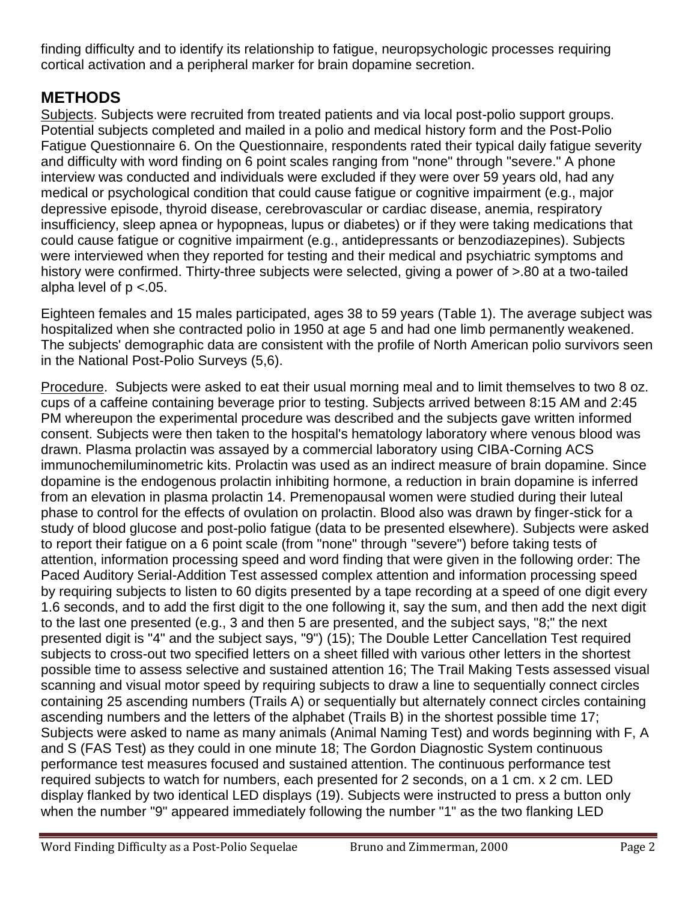finding difficulty and to identify its relationship to fatigue, neuropsychologic processes requiring cortical activation and a peripheral marker for brain dopamine secretion.

## METHODS

Subjects. Subjects were recruited from treated patients and via local post-polio support groups. Potential subjects completed and mailed in a polio and medical history form and the Post-Polio Fatigue Questionnaire 6. On the Questionnaire, respondents rated their typical daily fatigue severity and difficulty with word finding on 6 point scales ranging from "none" through "severe." A phone interview was conducted and individuals were excluded if they were over 59 years old, had any medical or psychological condition that could cause fatigue or cognitive impairment (e.g., major depressive episode, thyroid disease, cerebrovascular or cardiac disease, anemia, respiratory insufficiency, sleep apnea or hypopneas, lupus or diabetes) or if they were taking medications that could cause fatigue or cognitive impairment (e.g., antidepressants or benzodiazepines). Subjects were interviewed when they reported for testing and their medical and psychiatric symptoms and history were confirmed. Thirty-three subjects were selected, giving a power of >.80 at a two-tailed alpha level of $p < .05$.

Eighteen females and 15 males participated, ages 38 to 59 years (Table 1). The average subject was hospitalized when she contracted polio in 1950 at age 5 and had one limb permanently weakened. The subjects' demographic data are consistent with the profile of North American polio survivors seen in the National Post-Polio Surveys (5,6).

Procedure. Subjects were asked to eat their usual morning meal and to limit themselves to two 8 oz. cups of a caffeine containing beverage prior to testing. Subjects arrived between 8:15 AM and 2:45 PM whereupon the experimental procedure was described and the subjects gave written informed consent. Subjects were then taken to the hospital's hematology laboratory where venous blood was drawn. Plasma prolactin was assayed by a commercial laboratory using CIBA-Corning ACS immunochemiluminometric kits. Prolactin was used as an indirect measure of brain dopamine. Since dopamine is the endogenous prolactin inhibiting hormone, a reduction in brain dopamine is inferred from an elevation in plasma prolactin 14. Premenopausal women were studied during their luteal phase to control for the effects of ovulation on prolactin. Blood also was drawn by finger-stick for a study of blood glucose and post-polio fatigue (data to be presented elsewhere). Subjects were asked to report their fatigue on a 6 point scale (from "none" through "severe") before taking tests of attention, information processing speed and word finding that were given in the following order: The Paced Auditory Serial-Addition Test assessed complex attention and information processing speed by requiring subjects to listen to 60 digits presented by a tape recording at a speed of one digit every 1.6 seconds, and to add the first digit to the one following it, say the sum, and then add the next digit to the last one presented (e.g., 3 and then 5 are presented, and the subject says, "8;" the next presented digit is "4" and the subject says, "9") (15); The Double Letter Cancellation Test required subjects to cross-out two specified letters on a sheet filled with various other letters in the shortest possible time to assess selective and sustained attention 16; The Trail Making Tests assessed visual scanning and visual motor speed by requiring subjects to draw a line to sequentially connect circles containing 25 ascending numbers (Trails A) or sequentially but alternately connect circles containing ascending numbers and the letters of the alphabet (Trails B) in the shortest possible time 17; Subjects were asked to name as many animals (Animal Naming Test) and words beginning with F, A and S (FAS Test) as they could in one minute 18; The Gordon Diagnostic System continuous performance test measures focused and sustained attention. The continuous performance test required subjects to watch for numbers, each presented for 2 seconds, on a 1 cm. x 2 cm. LED display flanked by two identical LED displays (19). Subjects were instructed to press a button only when the number "9" appeared immediately following the number "1" as the two flanking LED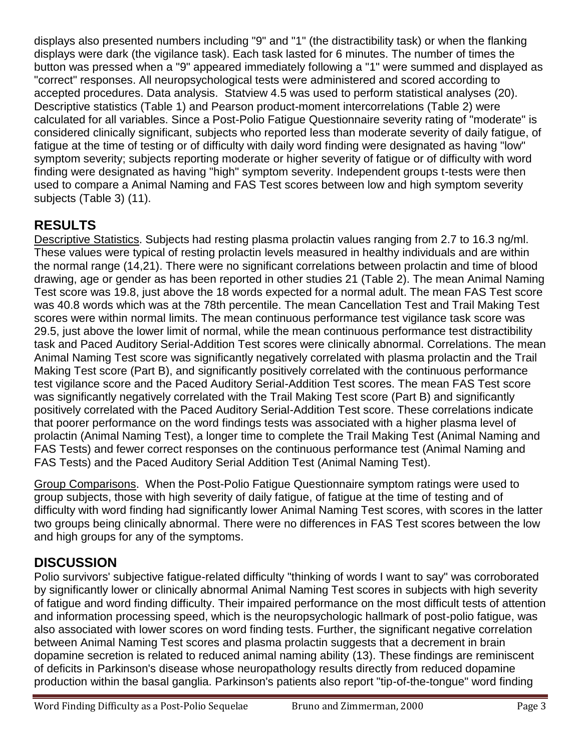displays also presented numbers including "9" and "1" (the distractibility task) or when the flanking displays were dark (the vigilance task). Each task lasted for 6 minutes. The number of times the button was pressed when a "9" appeared immediately following a "1" were summed and displayed as "correct" responses. All neuropsychological tests were administered and scored according to accepted procedures. Data analysis. Statview 4.5 was used to perform statistical analyses (20). Descriptive statistics (Table 1) and Pearson product-moment intercorrelations (Table 2) were calculated for all variables. Since a Post-Polio Fatigue Questionnaire severity rating of "moderate" is considered clinically significant, subjects who reported less than moderate severity of daily fatigue, of fatigue at the time of testing or of difficulty with daily word finding were designated as having "low" symptom severity; subjects reporting moderate or higher severity of fatigue or of difficulty with word finding were designated as having "high" symptom severity. Independent groups t-tests were then used to compare a Animal Naming and FAS Test scores between low and high symptom severity subjects (Table 3) (11).

## RESULTS

Descriptive Statistics. Subjects had resting plasma prolactin values ranging from 2.7 to 16.3 ng/ml. These values were typical of resting prolactin levels measured in healthy individuals and are within the normal range (14,21). There were no significant correlations between prolactin and time of blood drawing, age or gender as has been reported in other studies 21 (Table 2). The mean Animal Naming Test score was 19.8, just above the 18 words expected for a normal adult. The mean FAS Test score was 40.8 words which was at the 78th percentile. The mean Cancellation Test and Trail Making Test scores were within normal limits. The mean continuous performance test vigilance task score was 29.5, just above the lower limit of normal, while the mean continuous performance test distractibility task and Paced Auditory Serial-Addition Test scores were clinically abnormal. Correlations. The mean Animal Naming Test score was significantly negatively correlated with plasma prolactin and the Trail Making Test score (Part B), and significantly positively correlated with the continuous performance test vigilance score and the Paced Auditory Serial-Addition Test scores. The mean FAS Test score was significantly negatively correlated with the Trail Making Test score (Part B) and significantly positively correlated with the Paced Auditory Serial-Addition Test score. These correlations indicate that poorer performance on the word findings tests was associated with a higher plasma level of prolactin (Animal Naming Test), a longer time to complete the Trail Making Test (Animal Naming and FAS Tests) and fewer correct responses on the continuous performance test (Animal Naming and FAS Tests) and the Paced Auditory Serial Addition Test (Animal Naming Test).

Group Comparisons. When the Post-Polio Fatigue Questionnaire symptom ratings were used to group subjects, those with high severity of daily fatigue, of fatigue at the time of testing and of difficulty with word finding had significantly lower Animal Naming Test scores, with scores in the latter two groups being clinically abnormal. There were no differences in FAS Test scores between the low and high groups for any of the symptoms.

## DISCUSSION

Polio survivors' subjective fatigue-related difficulty "thinking of words I want to say" was corroborated by significantly lower or clinically abnormal Animal Naming Test scores in subjects with high severity of fatigue and word finding difficulty. Their impaired performance on the most difficult tests of attention and information processing speed, which is the neuropsychologic hallmark of post-polio fatigue, was also associated with lower scores on word finding tests. Further, the significant negative correlation between Animal Naming Test scores and plasma prolactin suggests that a decrement in brain dopamine secretion is related to reduced animal naming ability (13). These findings are reminiscent of deficits in Parkinson's disease whose neuropathology results directly from reduced dopamine production within the basal ganglia. Parkinson's patients also report "tip-of-the-tongue" word finding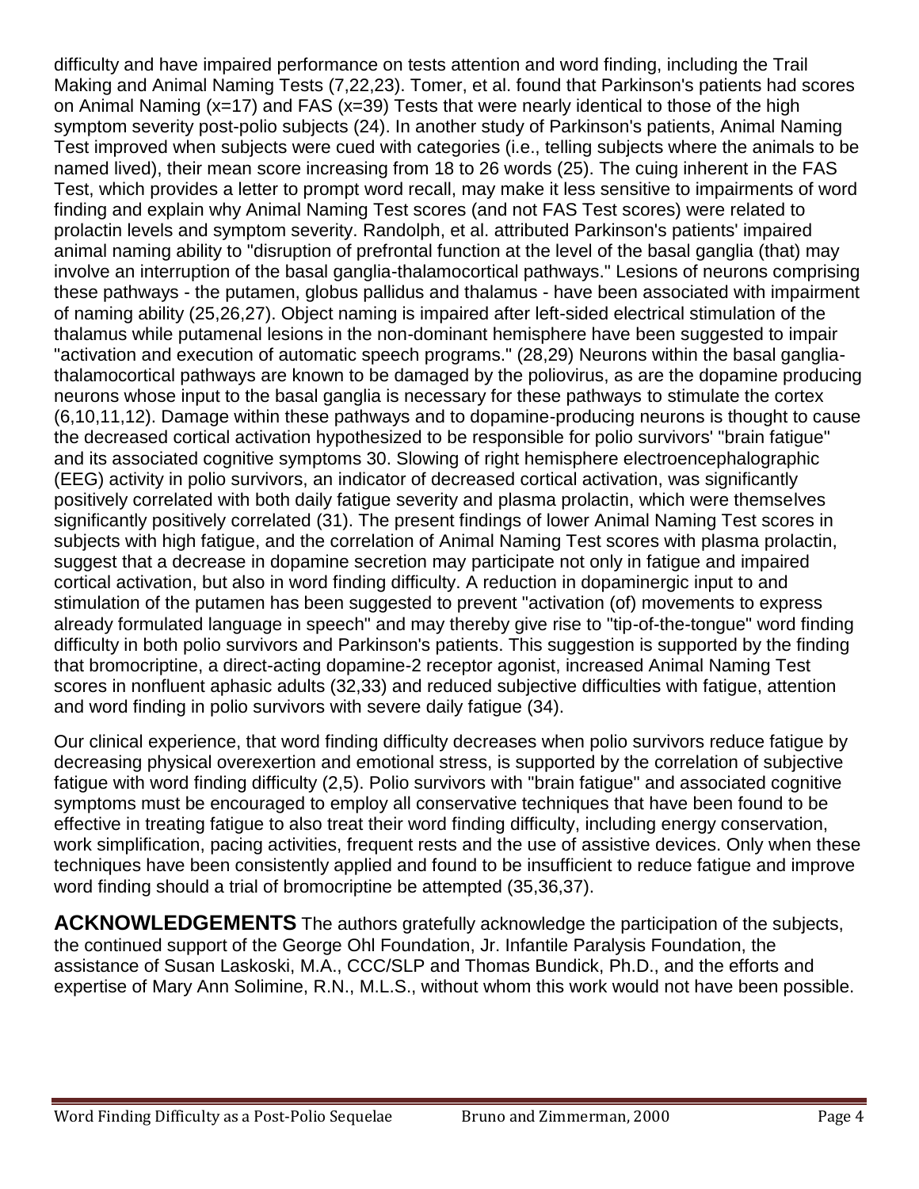difficulty and have impaired performance on tests attention and word finding, including the Trail Making and Animal Naming Tests (7,22,23). Tomer, et al. found that Parkinson's patients had scores on Animal Naming (x=17) and FAS (x=39) Tests that were nearly identical to those of the high symptom severity post-polio subjects (24). In another study of Parkinson's patients, Animal Naming Test improved when subjects were cued with categories (i.e., telling subjects where the animals to be named lived), their mean score increasing from 18 to 26 words (25). The cuing inherent in the FAS Test, which provides a letter to prompt word recall, may make it less sensitive to impairments of word finding and explain why Animal Naming Test scores (and not FAS Test scores) were related to prolactin levels and symptom severity. Randolph, et al. attributed Parkinson's patients' impaired animal naming ability to "disruption of prefrontal function at the level of the basal ganglia (that) may involve an interruption of the basal ganglia-thalamocortical pathways." Lesions of neurons comprising these pathways - the putamen, globus pallidus and thalamus - have been associated with impairment of naming ability (25,26,27). Object naming is impaired after left-sided electrical stimulation of the thalamus while putamenal lesions in the non-dominant hemisphere have been suggested to impair "activation and execution of automatic speech programs." (28,29) Neurons within the basal ganglia-thalamocortical pathways are known to be damaged by the poliovirus, as are the dopamine producing neurons whose input to the basal ganglia is necessary for these pathways to stimulate the cortex (6,10,11,12). Damage within these pathways and to dopamine-producing neurons is thought to cause the decreased cortical activation hypothesized to be responsible for polio survivors' "brain fatigue" and its associated cognitive symptoms 30. Slowing of right hemisphere electroencephalographic (EEG) activity in polio survivors, an indicator of decreased cortical activation, was significantly positively correlated with both daily fatigue severity and plasma prolactin, which were themselves significantly positively correlated (31). The present findings of lower Animal Naming Test scores in subjects with high fatigue, and the correlation of Animal Naming Test scores with plasma prolactin, suggest that a decrease in dopamine secretion may participate not only in fatigue and impaired cortical activation, but also in word finding difficulty. A reduction in dopaminergic input to and stimulation of the putamen has been suggested to prevent "activation (of) movements to express already formulated language in speech" and may thereby give rise to "tip-of-the-tongue" word finding difficulty in both polio survivors and Parkinson's patients. This suggestion is supported by the finding that bromocriptine, a direct-acting dopamine-2 receptor agonist, increased Animal Naming Test scores in nonfluent aphasic adults (32,33) and reduced subjective difficulties with fatigue, attention and word finding in polio survivors with severe daily fatigue (34).

Our clinical experience, that word finding difficulty decreases when polio survivors reduce fatigue by decreasing physical overexertion and emotional stress, is supported by the correlation of subjective fatigue with word finding difficulty (2,5). Polio survivors with "brain fatigue" and associated cognitive symptoms must be encouraged to employ all conservative techniques that have been found to be effective in treating fatigue to also treat their word finding difficulty, including energy conservation, work simplification, pacing activities, frequent rests and the use of assistive devices. Only when these techniques have been consistently applied and found to be insufficient to reduce fatigue and improve word finding should a trial of bromocriptine be attempted (35,36,37).

**ACKNOWLEDGEMENTS** The authors gratefully acknowledge the participation of the subjects, the continued support of the George Ohl Foundation, Jr. Infantile Paralysis Foundation, the assistance of Susan Laskoski, M.A., CCC/SLP and Thomas Bundick, Ph.D., and the efforts and expertise of Mary Ann Solimine, R.N., M.L.S., without whom this work would not have been possible.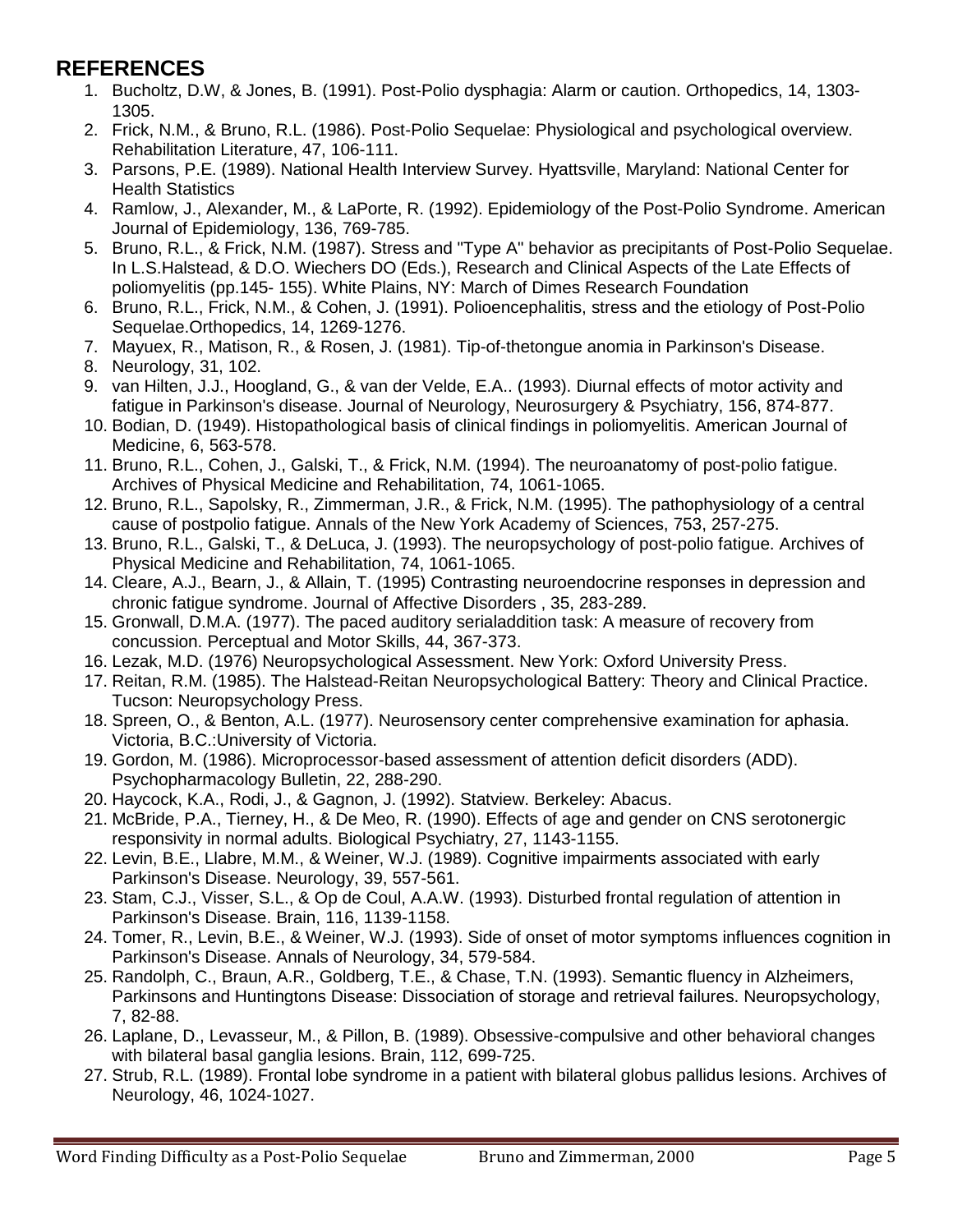## REFERENCES

1. Bucholtz, D.W, & Jones, B. (1991). Post-Polio dysphagia: Alarm or caution. Orthopedics, 14, 1303-1305.
2. Frick, N.M., & Bruno, R.L. (1986). Post-Polio Sequelae: Physiological and psychological overview. Rehabilitation Literature, 47, 106-111.
3. Parsons, P.E. (1989). National Health Interview Survey. Hyattsville, Maryland: National Center for Health Statistics
4. Ramlow, J., Alexander, M., & LaPorte, R. (1992). Epidemiology of the Post-Polio Syndrome. American Journal of Epidemiology, 136, 769-785.
5. Bruno, R.L., & Frick, N.M. (1987). Stress and "Type A" behavior as precipitants of Post-Polio Sequelae. In L.S.Halstead, & D.O. Wiechers DO (Eds.), Research and Clinical Aspects of the Late Effects of poliomyelitis (pp.145- 155). White Plains, NY: March of Dimes Research Foundation
6. Bruno, R.L., Frick, N.M., & Cohen, J. (1991). Polioencephalitis, stress and the etiology of Post-Polio Sequelae.Orthopedics, 14, 1269-1276.
7. Mayuex, R., Matison, R., & Rosen, J. (1981). Tip-of-thetongue anomia in Parkinson's Disease.
8. Neurology, 31, 102.
9. van Hilten, J.J., Hoogland, G., & van der Velde, E.A.. (1993). Diurnal effects of motor activity and fatigue in Parkinson's disease. Journal of Neurology, Neurosurgery & Psychiatry, 156, 874-877.
10. Bodian, D. (1949). Histopathological basis of clinical findings in poliomyelitis. American Journal of Medicine, 6, 563-578.
11. Bruno, R.L., Cohen, J., Galski, T., & Frick, N.M. (1994). The neuroanatomy of post-polio fatigue. Archives of Physical Medicine and Rehabilitation, 74, 1061-1065.
12. Bruno, R.L., Sapolsky, R., Zimmerman, J.R., & Frick, N.M. (1995). The pathophysiology of a central cause of postpolio fatigue. Annals of the New York Academy of Sciences, 753, 257-275.
13. Bruno, R.L., Galski, T., & DeLuca, J. (1993). The neuropsychology of post-polio fatigue. Archives of Physical Medicine and Rehabilitation, 74, 1061-1065.
14. Cleare, A.J., Bearn, J., & Allain, T. (1995) Contrasting neuroendocrine responses in depression and chronic fatigue syndrome. Journal of Affective Disorders , 35, 283-289.
15. Gronwall, D.M.A. (1977). The paced auditory serialaddition task: A measure of recovery from concussion. Perceptual and Motor Skills, 44, 367-373.
16. Lezak, M.D. (1976) Neuropsychological Assessment. New York: Oxford University Press.
17. Reitan, R.M. (1985). The Halstead-Reitan Neuropsychological Battery: Theory and Clinical Practice. Tucson: Neuropsychology Press.
18. Spreen, O., & Benton, A.L. (1977). Neurosensory center comprehensive examination for aphasia. Victoria, B.C.:University of Victoria.
19. Gordon, M. (1986). Microprocessor-based assessment of attention deficit disorders (ADD). Psychopharmacology Bulletin, 22, 288-290.
20. Haycock, K.A., Rodi, J., & Gagnon, J. (1992). Statview. Berkeley: Abacus.
21. McBride, P.A., Tierney, H., & De Meo, R. (1990). Effects of age and gender on CNS serotonergic responsivity in normal adults. Biological Psychiatry, 27, 1143-1155.
22. Levin, B.E., Llabre, M.M., & Weiner, W.J. (1989). Cognitive impairments associated with early Parkinson's Disease. Neurology, 39, 557-561.
23. Stam, C.J., Visser, S.L., & Op de Coul, A.A.W. (1993). Disturbed frontal regulation of attention in Parkinson's Disease. Brain, 116, 1139-1158.
24. Tomer, R., Levin, B.E., & Weiner, W.J. (1993). Side of onset of motor symptoms influences cognition in Parkinson's Disease. Annals of Neurology, 34, 579-584.
25. Randolph, C., Braun, A.R., Goldberg, T.E., & Chase, T.N. (1993). Semantic fluency in Alzheimers, Parkinsons and Huntingtons Disease: Dissociation of storage and retrieval failures. Neuropsychology, 7, 82-88.
26. Laplane, D., Levasseur, M., & Pillon, B. (1989). Obsessive-compulsive and other behavioral changes with bilateral basal ganglia lesions. Brain, 112, 699-725.
27. Strub, R.L. (1989). Frontal lobe syndrome in a patient with bilateral globus pallidus lesions. Archives of Neurology, 46, 1024-1027.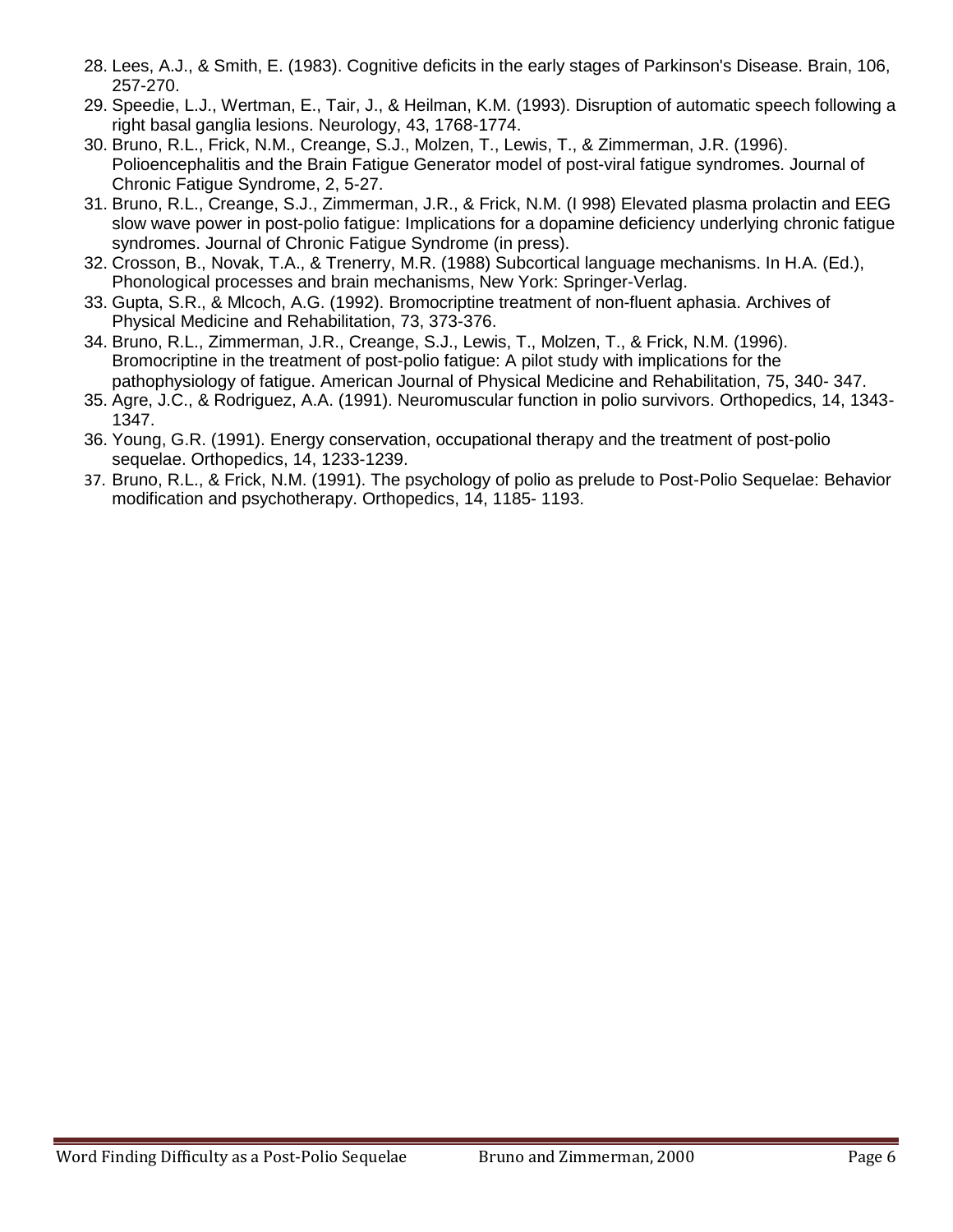28. Lees, A.J., & Smith, E. (1983). Cognitive deficits in the early stages of Parkinson's Disease. Brain, 106, 257-270.
29. Speedie, L.J., Wertman, E., Tair, J., & Heilman, K.M. (1993). Disruption of automatic speech following a right basal ganglia lesions. Neurology, 43, 1768-1774.
30. Bruno, R.L., Frick, N.M., Creange, S.J., Molzen, T., Lewis, T., & Zimmerman, J.R. (1996). Polioencephalitis and the Brain Fatigue Generator model of post-viral fatigue syndromes. Journal of Chronic Fatigue Syndrome, 2, 5-27.
31. Bruno, R.L., Creange, S.J., Zimmerman, J.R., & Frick, N.M. (I 998) Elevated plasma prolactin and EEG slow wave power in post-polio fatigue: Implications for a dopamine deficiency underlying chronic fatigue syndromes. Journal of Chronic Fatigue Syndrome (in press).
32. Crosson, B., Novak, T.A., & Trenerry, M.R. (1988) Subcortical language mechanisms. In H.A. (Ed.), Phonological processes and brain mechanisms, New York: Springer-Verlag.
33. Gupta, S.R., & Mlcoch, A.G. (1992). Bromocriptine treatment of non-fluent aphasia. Archives of Physical Medicine and Rehabilitation, 73, 373-376.
34. Bruno, R.L., Zimmerman, J.R., Creange, S.J., Lewis, T., Molzen, T., & Frick, N.M. (1996). Bromocriptine in the treatment of post-polio fatigue: A pilot study with implications for the pathophysiology of fatigue. American Journal of Physical Medicine and Rehabilitation, 75, 340- 347.
35. Agre, J.C., & Rodriguez, A.A. (1991). Neuromuscular function in polio survivors. Orthopedics, 14, 1343-1347.
36. Young, G.R. (1991). Energy conservation, occupational therapy and the treatment of post-polio sequelae. Orthopedics, 14, 1233-1239.
37. Bruno, R.L., & Frick, N.M. (1991). The psychology of polio as prelude to Post-Polio Sequelae: Behavior modification and psychotherapy. Orthopedics, 14, 1185- 1193.